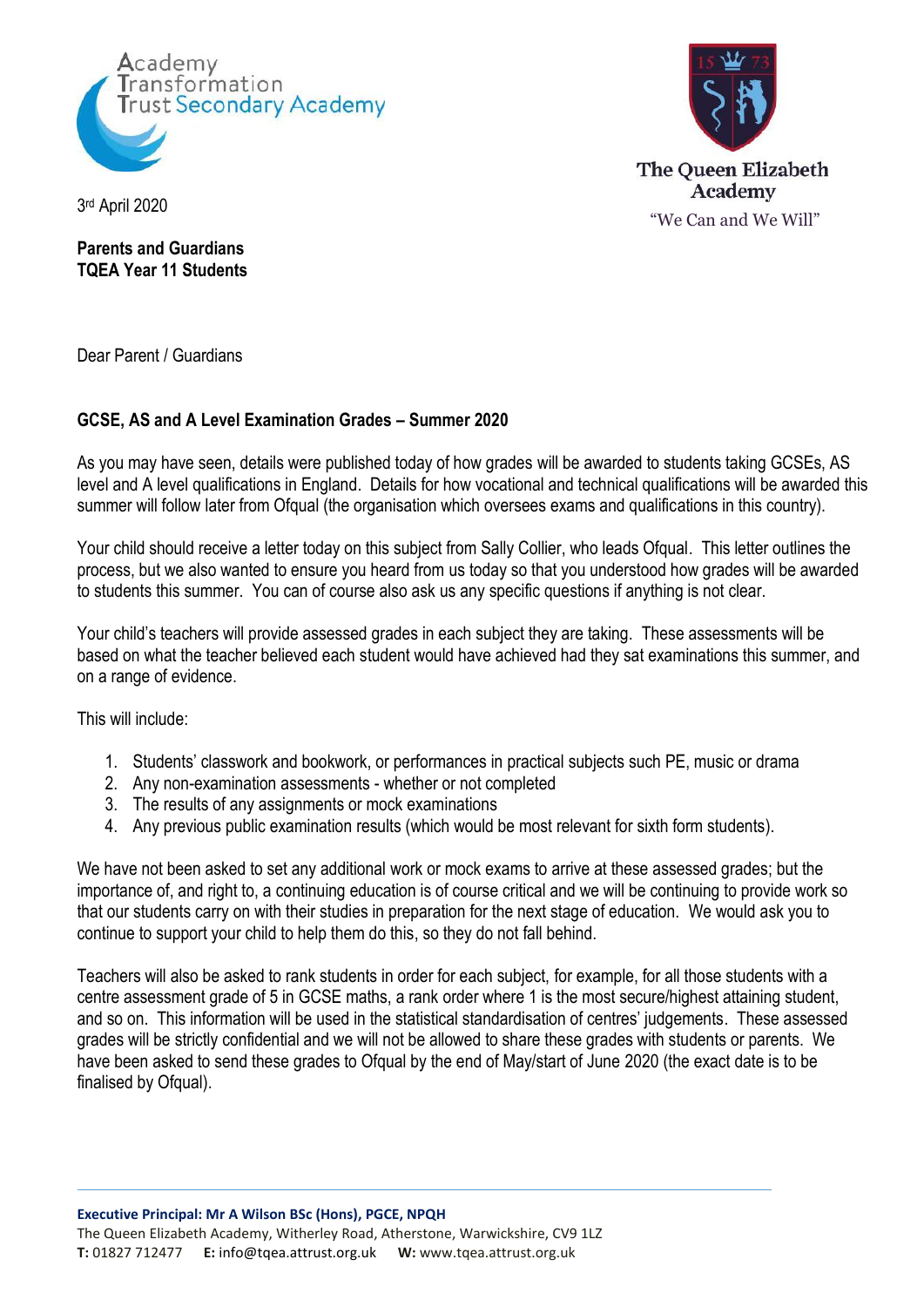Academy Transformation Trust Secondary Academy

The Queen Elizabeth Academy
"We Can and We Will"

3rd April 2020

**Parents and Guardians**
**TQEA Year 11 Students**

Dear Parent / Guardians

**GCSE, AS and A Level Examination Grades – Summer 2020**

As you may have seen, details were published today of how grades will be awarded to students taking GCSEs, AS level and A level qualifications in England. Details for how vocational and technical qualifications will be awarded this summer will follow later from Ofqual (the organisation which oversees exams and qualifications in this country).

Your child should receive a letter today on this subject from Sally Collier, who leads Ofqual. This letter outlines the process, but we also wanted to ensure you heard from us today so that you understood how grades will be awarded to students this summer. You can of course also ask us any specific questions if anything is not clear.

Your child's teachers will provide assessed grades in each subject they are taking. These assessments will be based on what the teacher believed each student would have achieved had they sat examinations this summer, and on a range of evidence.

This will include:

1. Students' classwork and bookwork, or performances in practical subjects such PE, music or drama
2. Any non-examination assessments - whether or not completed
3. The results of any assignments or mock examinations
4. Any previous public examination results (which would be most relevant for sixth form students).

We have not been asked to set any additional work or mock exams to arrive at these assessed grades; but the importance of, and right to, a continuing education is of course critical and we will be continuing to provide work so that our students carry on with their studies in preparation for the next stage of education. We would ask you to continue to support your child to help them do this, so they do not fall behind.

Teachers will also be asked to rank students in order for each subject, for example, for all those students with a centre assessment grade of 5 in GCSE maths, a rank order where 1 is the most secure/highest attaining student, and so on. This information will be used in the statistical standardisation of centres' judgements. These assessed grades will be strictly confidential and we will not be allowed to share these grades with students or parents. We have been asked to send these grades to Ofqual by the end of May/start of June 2020 (the exact date is to be finalised by Ofqual).

**Executive Principal: Mr A Wilson BSc (Hons), PGCE, NPQH**
The Queen Elizabeth Academy, Witherley Road, Atherstone, Warwickshire, CV9 1LZ
**T:** 01827 712477 **E:** info@tqea.attrust.org.uk **W:** www.tqea.attrust.org.uk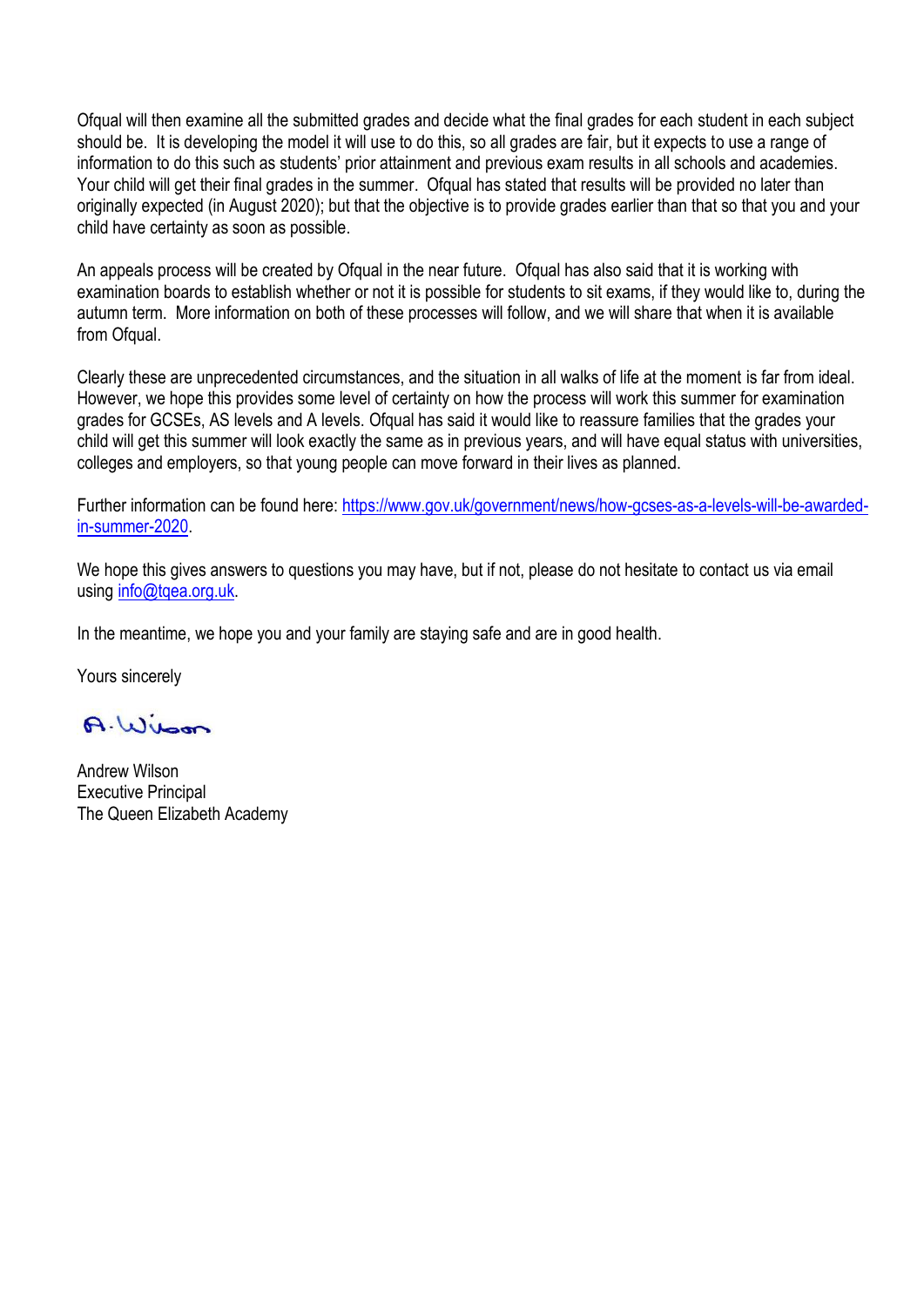Ofqual will then examine all the submitted grades and decide what the final grades for each student in each subject should be. It is developing the model it will use to do this, so all grades are fair, but it expects to use a range of information to do this such as students' prior attainment and previous exam results in all schools and academies. Your child will get their final grades in the summer. Ofqual has stated that results will be provided no later than originally expected (in August 2020); but that the objective is to provide grades earlier than that so that you and your child have certainty as soon as possible.

An appeals process will be created by Ofqual in the near future. Ofqual has also said that it is working with examination boards to establish whether or not it is possible for students to sit exams, if they would like to, during the autumn term. More information on both of these processes will follow, and we will share that when it is available from Ofqual.

Clearly these are unprecedented circumstances, and the situation in all walks of life at the moment is far from ideal. However, we hope this provides some level of certainty on how the process will work this summer for examination grades for GCSEs, AS levels and A levels. Ofqual has said it would like to reassure families that the grades your child will get this summer will look exactly the same as in previous years, and will have equal status with universities, colleges and employers, so that young people can move forward in their lives as planned.

Further information can be found here: [https://www.gov.uk/government/news/how-gcses-as-a-levels-will-be-awarded-in-summer-2020](https://www.gov.uk/government/news/how-gcses-as-a-levels-will-be-awarded-in-summer-2020).

We hope this gives answers to questions you may have, but if not, please do not hesitate to contact us via email using [info@tqea.org.uk](mailto:info@tqea.org.uk).

In the meantime, we hope you and your family are staying safe and are in good health.

Yours sincerely

A. Wilson

Andrew Wilson
Executive Principal
The Queen Elizabeth Academy